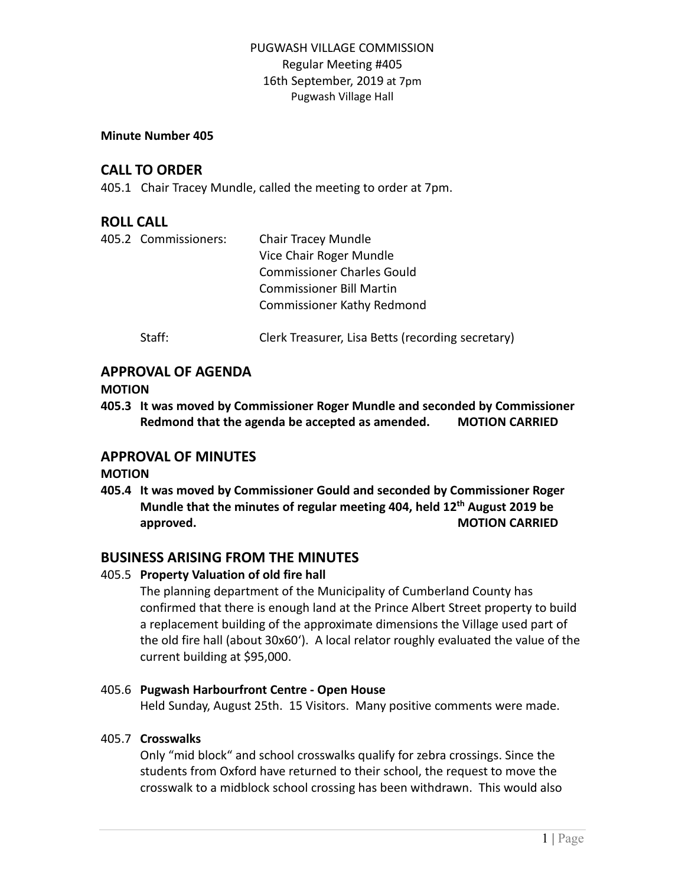PUGWASH VILLAGE COMMISSION
Regular Meeting #405
16th September, 2019 at 7pm
Pugwash Village Hall

**Minute Number 405**

## CALL TO ORDER

405.1 Chair Tracey Mundle, called the meeting to order at 7pm.

## ROLL CALL

405.2 Commissioners: Chair Tracey Mundle
Vice Chair Roger Mundle
Commissioner Charles Gould
Commissioner Bill Martin
Commissioner Kathy Redmond

Staff: Clerk Treasurer, Lisa Betts (recording secretary)

## APPROVAL OF AGENDA

**MOTION**

**405.3 It was moved by Commissioner Roger Mundle and seconded by Commissioner Redmond that the agenda be accepted as amended. MOTION CARRIED**

## APPROVAL OF MINUTES

**MOTION**

**405.4 It was moved by Commissioner Gould and seconded by Commissioner Roger Mundle that the minutes of regular meeting 404, held 12th August 2019 be approved. MOTION CARRIED**

## BUSINESS ARISING FROM THE MINUTES

405.5 **Property Valuation of old fire hall**

The planning department of the Municipality of Cumberland County has confirmed that there is enough land at the Prince Albert Street property to build a replacement building of the approximate dimensions the Village used part of the old fire hall (about 30x60'). A local relator roughly evaluated the value of the current building at $95,000.

405.6 **Pugwash Harbourfront Centre - Open House**

Held Sunday, August 25th. 15 Visitors. Many positive comments were made.

405.7 **Crosswalks**

Only "mid block" and school crosswalks qualify for zebra crossings. Since the students from Oxford have returned to their school, the request to move the crosswalk to a midblock school crossing has been withdrawn. This would also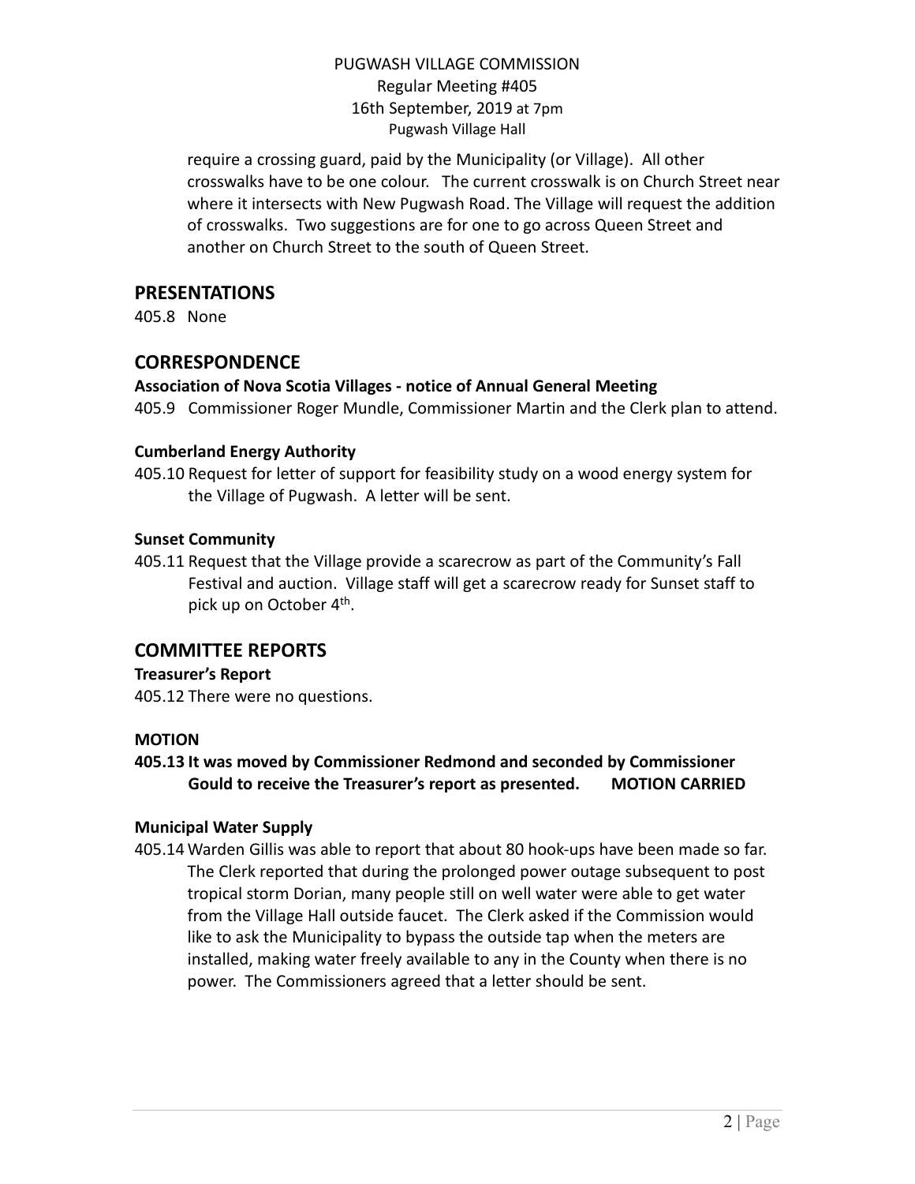require a crossing guard, paid by the Municipality (or Village). All other crosswalks have to be one colour. The current crosswalk is on Church Street near where it intersects with New Pugwash Road. The Village will request the addition of crosswalks. Two suggestions are for one to go across Queen Street and another on Church Street to the south of Queen Street.

## PRESENTATIONS

405.8 None

## CORRESPONDENCE

**Association of Nova Scotia Villages - notice of Annual General Meeting**

405.9 Commissioner Roger Mundle, Commissioner Martin and the Clerk plan to attend.

**Cumberland Energy Authority**

405.10 Request for letter of support for feasibility study on a wood energy system for the Village of Pugwash. A letter will be sent.

**Sunset Community**

405.11 Request that the Village provide a scarecrow as part of the Community's Fall Festival and auction. Village staff will get a scarecrow ready for Sunset staff to pick up on October 4th.

## COMMITTEE REPORTS

**Treasurer's Report**

405.12 There were no questions.

**MOTION**

**405.13 It was moved by Commissioner Redmond and seconded by Commissioner Gould to receive the Treasurer's report as presented. MOTION CARRIED**

**Municipal Water Supply**

405.14 Warden Gillis was able to report that about 80 hook-ups have been made so far. The Clerk reported that during the prolonged power outage subsequent to post tropical storm Dorian, many people still on well water were able to get water from the Village Hall outside faucet. The Clerk asked if the Commission would like to ask the Municipality to bypass the outside tap when the meters are installed, making water freely available to any in the County when there is no power. The Commissioners agreed that a letter should be sent.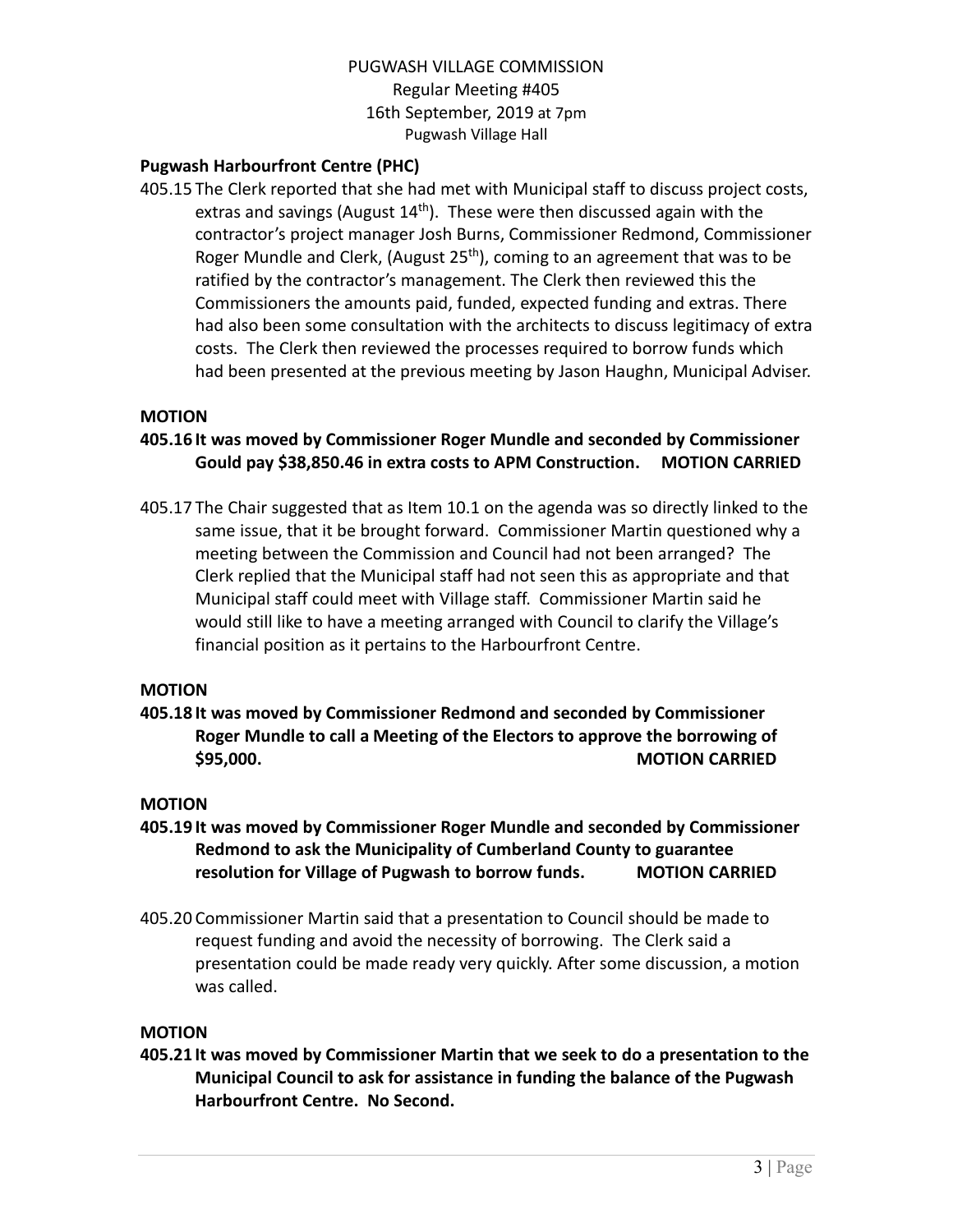**Pugwash Harbourfront Centre (PHC)**

405.15 The Clerk reported that she had met with Municipal staff to discuss project costs, extras and savings (August 14th). These were then discussed again with the contractor's project manager Josh Burns, Commissioner Redmond, Commissioner Roger Mundle and Clerk, (August 25th), coming to an agreement that was to be ratified by the contractor's management. The Clerk then reviewed this the Commissioners the amounts paid, funded, expected funding and extras. There had also been some consultation with the architects to discuss legitimacy of extra costs. The Clerk then reviewed the processes required to borrow funds which had been presented at the previous meeting by Jason Haughn, Municipal Adviser.

**MOTION**

**405.16 It was moved by Commissioner Roger Mundle and seconded by Commissioner Gould pay $38,850.46 in extra costs to APM Construction. MOTION CARRIED**

405.17 The Chair suggested that as Item 10.1 on the agenda was so directly linked to the same issue, that it be brought forward. Commissioner Martin questioned why a meeting between the Commission and Council had not been arranged? The Clerk replied that the Municipal staff had not seen this as appropriate and that Municipal staff could meet with Village staff. Commissioner Martin said he would still like to have a meeting arranged with Council to clarify the Village's financial position as it pertains to the Harbourfront Centre.

**MOTION**

**405.18 It was moved by Commissioner Redmond and seconded by Commissioner Roger Mundle to call a Meeting of the Electors to approve the borrowing of $95,000. MOTION CARRIED**

**MOTION**

**405.19 It was moved by Commissioner Roger Mundle and seconded by Commissioner Redmond to ask the Municipality of Cumberland County to guarantee resolution for Village of Pugwash to borrow funds. MOTION CARRIED**

405.20 Commissioner Martin said that a presentation to Council should be made to request funding and avoid the necessity of borrowing. The Clerk said a presentation could be made ready very quickly. After some discussion, a motion was called.

**MOTION**

**405.21 It was moved by Commissioner Martin that we seek to do a presentation to the Municipal Council to ask for assistance in funding the balance of the Pugwash Harbourfront Centre. No Second.**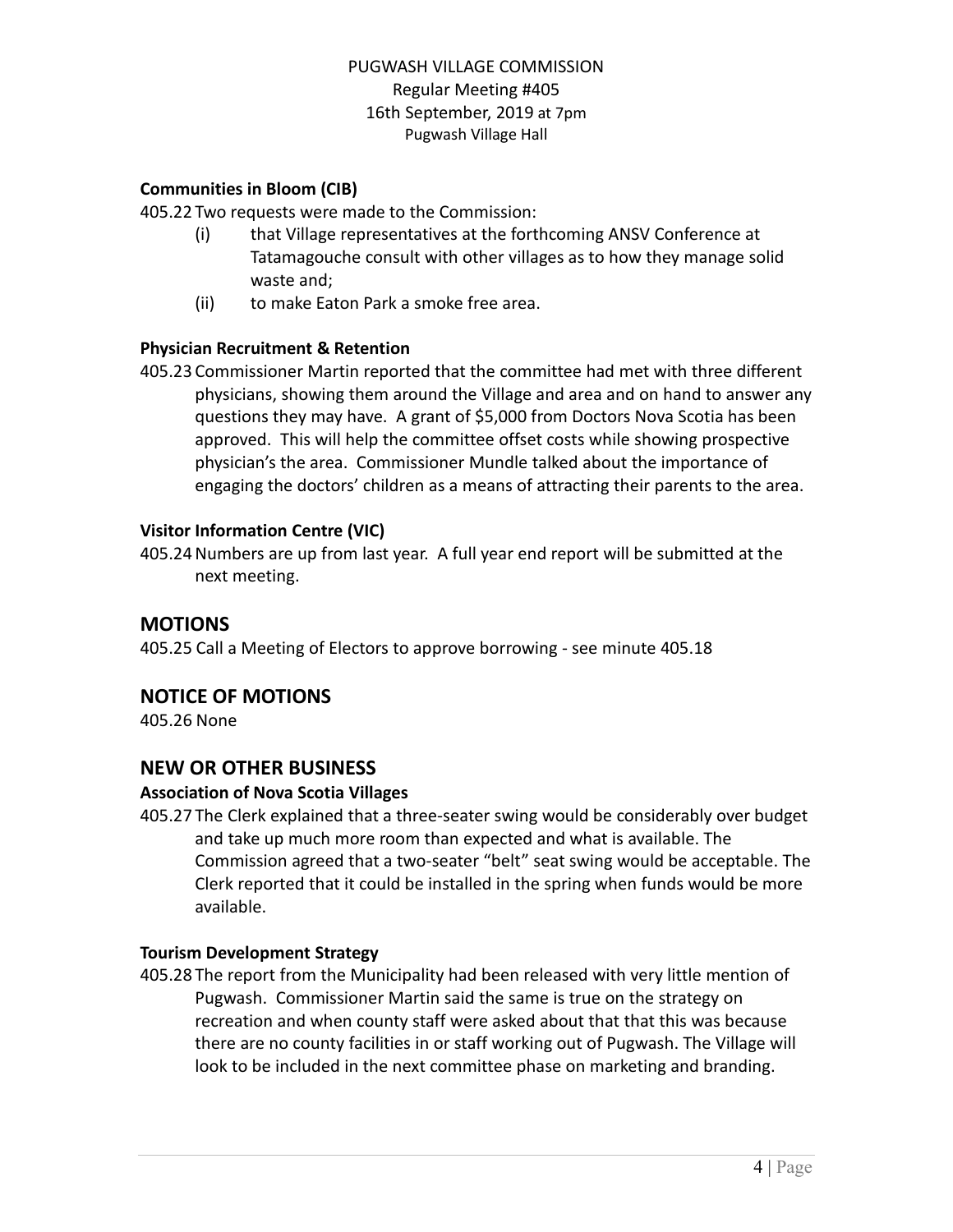PUGWASH VILLAGE COMMISSION
Regular Meeting #405
16th September, 2019 at 7pm
Pugwash Village Hall

**Communities in Bloom (CIB)**

405.22 Two requests were made to the Commission:

- (i) that Village representatives at the forthcoming ANSV Conference at Tatamagouche consult with other villages as to how they manage solid waste and;
- (ii) to make Eaton Park a smoke free area.

**Physician Recruitment & Retention**

405.23 Commissioner Martin reported that the committee had met with three different physicians, showing them around the Village and area and on hand to answer any questions they may have. A grant of $5,000 from Doctors Nova Scotia has been approved. This will help the committee offset costs while showing prospective physician's the area. Commissioner Mundle talked about the importance of engaging the doctors' children as a means of attracting their parents to the area.

**Visitor Information Centre (VIC)**

405.24 Numbers are up from last year. A full year end report will be submitted at the next meeting.

## MOTIONS

405.25 Call a Meeting of Electors to approve borrowing - see minute 405.18

## NOTICE OF MOTIONS

405.26 None

## NEW OR OTHER BUSINESS

**Association of Nova Scotia Villages**

405.27 The Clerk explained that a three-seater swing would be considerably over budget and take up much more room than expected and what is available. The Commission agreed that a two-seater "belt" seat swing would be acceptable. The Clerk reported that it could be installed in the spring when funds would be more available.

**Tourism Development Strategy**

405.28 The report from the Municipality had been released with very little mention of Pugwash. Commissioner Martin said the same is true on the strategy on recreation and when county staff were asked about that that this was because there are no county facilities in or staff working out of Pugwash. The Village will look to be included in the next committee phase on marketing and branding.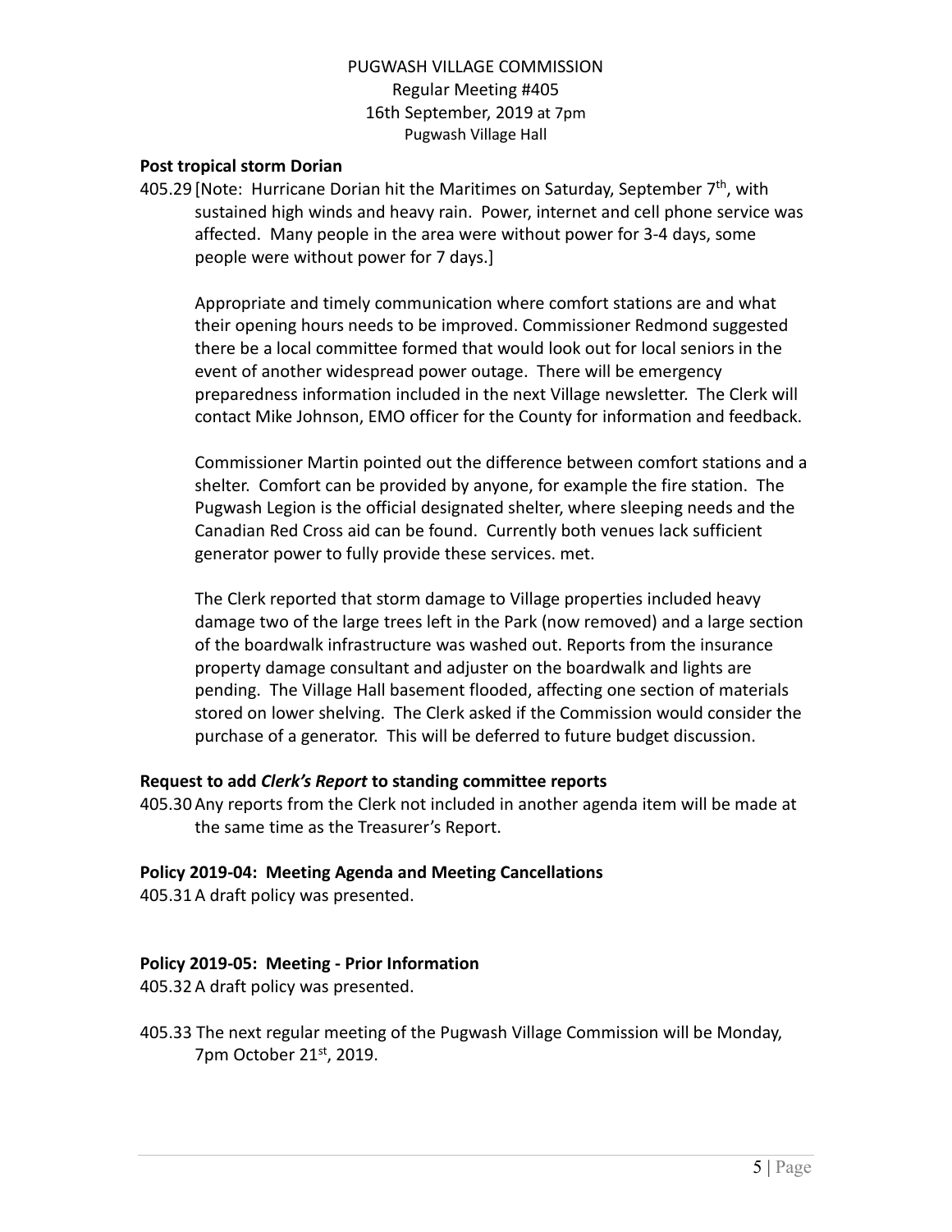PUGWASH VILLAGE COMMISSION
Regular Meeting #405
16th September, 2019 at 7pm
Pugwash Village Hall

**Post tropical storm Dorian**

405.29 [Note: Hurricane Dorian hit the Maritimes on Saturday, September 7th, with sustained high winds and heavy rain. Power, internet and cell phone service was affected. Many people in the area were without power for 3-4 days, some people were without power for 7 days.]

Appropriate and timely communication where comfort stations are and what their opening hours needs to be improved. Commissioner Redmond suggested there be a local committee formed that would look out for local seniors in the event of another widespread power outage. There will be emergency preparedness information included in the next Village newsletter. The Clerk will contact Mike Johnson, EMO officer for the County for information and feedback.

Commissioner Martin pointed out the difference between comfort stations and a shelter. Comfort can be provided by anyone, for example the fire station. The Pugwash Legion is the official designated shelter, where sleeping needs and the Canadian Red Cross aid can be found. Currently both venues lack sufficient generator power to fully provide these services. met.

The Clerk reported that storm damage to Village properties included heavy damage two of the large trees left in the Park (now removed) and a large section of the boardwalk infrastructure was washed out. Reports from the insurance property damage consultant and adjuster on the boardwalk and lights are pending. The Village Hall basement flooded, affecting one section of materials stored on lower shelving. The Clerk asked if the Commission would consider the purchase of a generator. This will be deferred to future budget discussion.

**Request to add *Clerk's Report* to standing committee reports**

405.30 Any reports from the Clerk not included in another agenda item will be made at the same time as the Treasurer's Report.

**Policy 2019-04: Meeting Agenda and Meeting Cancellations**

405.31 A draft policy was presented.

**Policy 2019-05: Meeting - Prior Information**

405.32 A draft policy was presented.

405.33 The next regular meeting of the Pugwash Village Commission will be Monday, 7pm October 21st, 2019.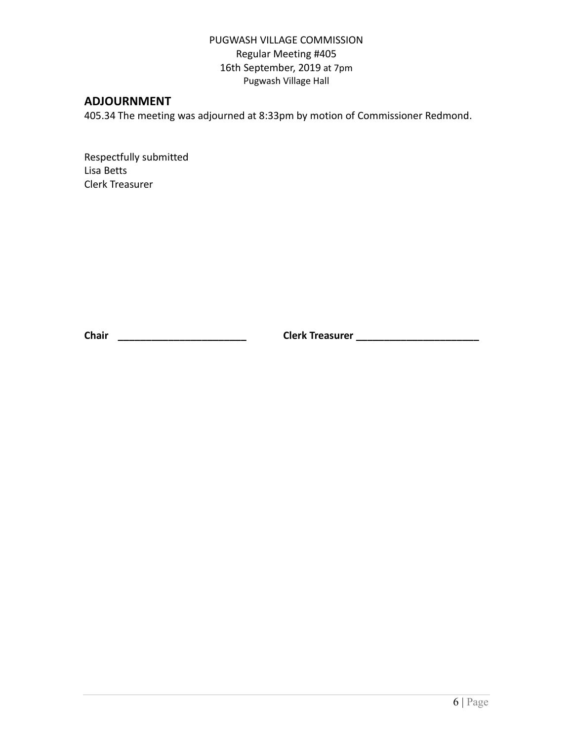## ADJOURNMENT

405.34 The meeting was adjourned at 8:33pm by motion of Commissioner Redmond.

Respectfully submitted
Lisa Betts
Clerk Treasurer

**Chair** ________________________ **Clerk Treasurer** ______________________